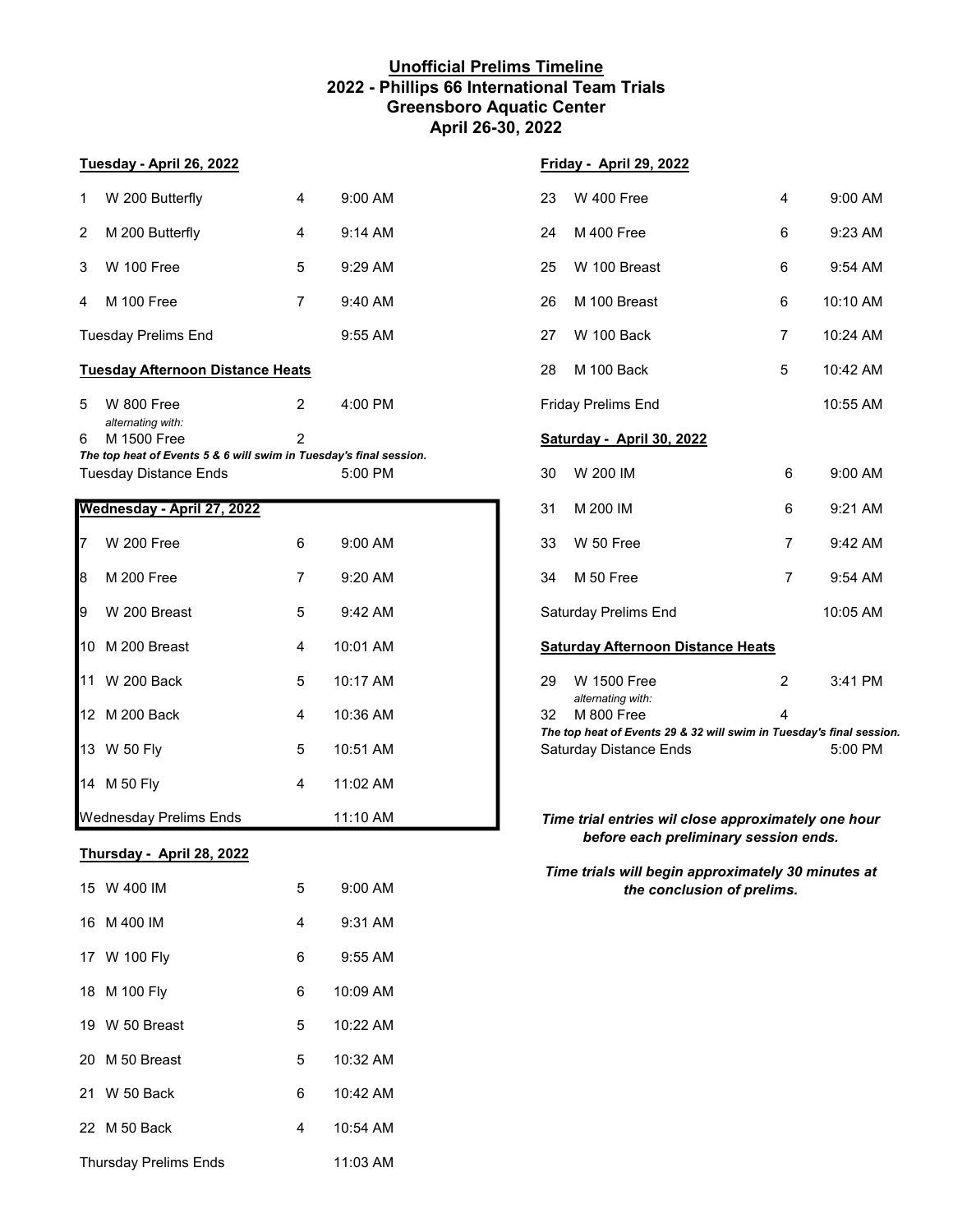# Unofficial Prelims Timeline
## 2022 - Phillips 66 International Team Trials
## Greensboro Aquatic Center
## April 26-30, 2022

### Tuesday - April 26, 2022

| # | Event | Heats | Time |
|---|---|---|---|
| 1 | W 200 Butterfly | 4 | 9:00 AM |
| 2 | M 200 Butterfly | 4 | 9:14 AM |
| 3 | W 100 Free | 5 | 9:29 AM |
| 4 | M 100 Free | 7 | 9:40 AM |
| | Tuesday Prelims End | | 9:55 AM |

### Tuesday Afternoon Distance Heats

| # | Event | Heats | Time |
|---|---|---|---|
| 5 | W 800 Free *alternating with:* | 2 | 4:00 PM |
| 6 | M 1500 Free | 2 | |

***The top heat of Events 5 & 6 will swim in Tuesday's final session.***

| | | | |
|---|---|---|---|
| | Tuesday Distance Ends | | 5:00 PM |

### Wednesday - April 27, 2022

| # | Event | Heats | Time |
|---|---|---|---|
| 7 | W 200 Free | 6 | 9:00 AM |
| 8 | M 200 Free | 7 | 9:20 AM |
| 9 | W 200 Breast | 5 | 9:42 AM |
| 10 | M 200 Breast | 4 | 10:01 AM |
| 11 | W 200 Back | 5 | 10:17 AM |
| 12 | M 200 Back | 4 | 10:36 AM |
| 13 | W 50 Fly | 5 | 10:51 AM |
| 14 | M 50 Fly | 4 | 11:02 AM |
| | Wednesday Prelims Ends | | 11:10 AM |

### Thursday - April 28, 2022

| # | Event | Heats | Time |
|---|---|---|---|
| 15 | W 400 IM | 5 | 9:00 AM |
| 16 | M 400 IM | 4 | 9:31 AM |
| 17 | W 100 Fly | 6 | 9:55 AM |
| 18 | M 100 Fly | 6 | 10:09 AM |
| 19 | W 50 Breast | 5 | 10:22 AM |
| 20 | M 50 Breast | 5 | 10:32 AM |
| 21 | W 50 Back | 6 | 10:42 AM |
| 22 | M 50 Back | 4 | 10:54 AM |
| | Thursday Prelims Ends | | 11:03 AM |

### Friday - April 29, 2022

| # | Event | Heats | Time |
|---|---|---|---|
| 23 | W 400 Free | 4 | 9:00 AM |
| 24 | M 400 Free | 6 | 9:23 AM |
| 25 | W 100 Breast | 6 | 9:54 AM |
| 26 | M 100 Breast | 6 | 10:10 AM |
| 27 | W 100 Back | 7 | 10:24 AM |
| 28 | M 100 Back | 5 | 10:42 AM |
| | Friday Prelims End | | 10:55 AM |

### Saturday - April 30, 2022

| # | Event | Heats | Time |
|---|---|---|---|
| 30 | W 200 IM | 6 | 9:00 AM |
| 31 | M 200 IM | 6 | 9:21 AM |
| 33 | W 50 Free | 7 | 9:42 AM |
| 34 | M 50 Free | 7 | 9:54 AM |
| | Saturday Prelims End | | 10:05 AM |

### Saturday Afternoon Distance Heats

| # | Event | Heats | Time |
|---|---|---|---|
| 29 | W 1500 Free *alternating with:* | 2 | 3:41 PM |
| 32 | M 800 Free | 4 | |

***The top heat of Events 29 & 32 will swim in Tuesday's final session.***

| | | | |
|---|---|---|---|
| | Saturday Distance Ends | | 5:00 PM |

***Time trial entries wil close approximately one hour before each preliminary session ends.***

***Time trials will begin approximately 30 minutes at the conclusion of prelims.***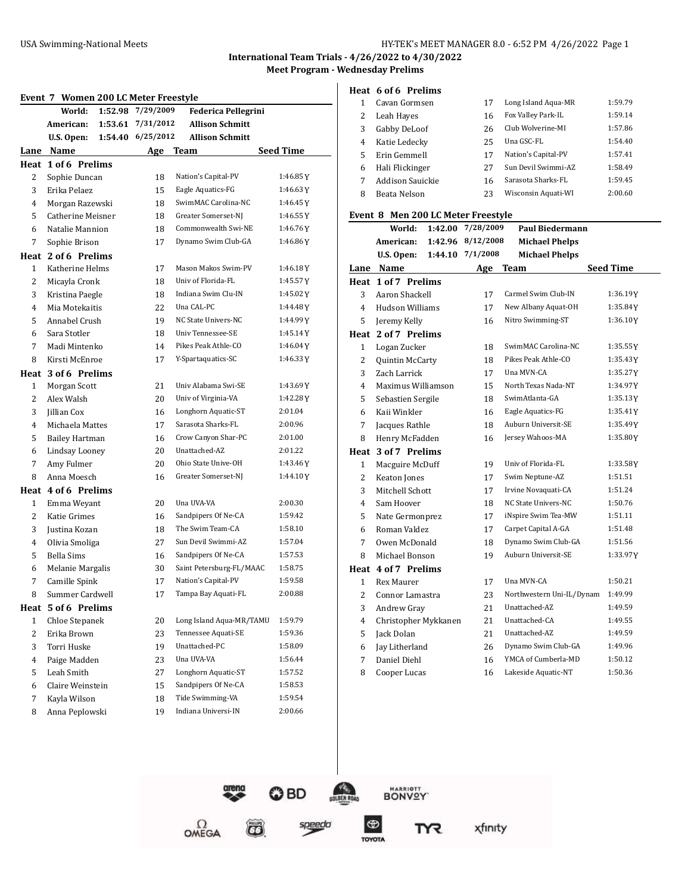## International Team Trials - 4/26/2022 to 4/30/2022

### Meet Program - Wednesday Prelims

#### Event 7 Women 200 LC Meter Freestyle

| | | | |
|---|---|---|---|
| World: | 1:52.98 | 7/29/2009 | Federica Pellegrini |
| American: | 1:53.61 | 7/31/2012 | Allison Schmitt |
| U.S. Open: | 1:54.40 | 6/25/2012 | Allison Schmitt |

| Lane | Name | Age | Team | Seed Time |
|---|---|---|---|---|
| **Heat 1 of 6 Prelims** | | | | |
| 2 | Sophie Duncan | 18 | Nation's Capital-PV | 1:46.85Y |
| 3 | Erika Pelaez | 15 | Eagle Aquatics-FG | 1:46.63Y |
| 4 | Morgan Razewski | 18 | SwimMAC Carolina-NC | 1:46.45Y |
| 5 | Catherine Meisner | 18 | Greater Somerset-NJ | 1:46.55Y |
| 6 | Natalie Mannion | 18 | Commonwealth Swi-NE | 1:46.76Y |
| 7 | Sophie Brison | 17 | Dynamo Swim Club-GA | 1:46.86Y |
| **Heat 2 of 6 Prelims** | | | | |
| 1 | Katherine Helms | 17 | Mason Makos Swim-PV | 1:46.18Y |
| 2 | Micayla Cronk | 18 | Univ of Florida-FL | 1:45.57Y |
| 3 | Kristina Paegle | 18 | Indiana Swim Clu-IN | 1:45.02Y |
| 4 | Mia Motekaitis | 22 | Una CAL-PC | 1:44.48Y |
| 5 | Annabel Crush | 19 | NC State Univers-NC | 1:44.99Y |
| 6 | Sara Stotler | 18 | Univ Tennessee-SE | 1:45.14Y |
| 7 | Madi Mintenko | 14 | Pikes Peak Athle-CO | 1:46.04Y |
| 8 | Kirsti McEnroe | 17 | Y-Spartaquatics-SC | 1:46.33Y |
| **Heat 3 of 6 Prelims** | | | | |
| 1 | Morgan Scott | 21 | Univ Alabama Swi-SE | 1:43.69Y |
| 2 | Alex Walsh | 20 | Univ of Virginia-VA | 1:42.28Y |
| 3 | Jillian Cox | 16 | Longhorn Aquatic-ST | 2:01.04 |
| 4 | Michaela Mattes | 17 | Sarasota Sharks-FL | 2:00.96 |
| 5 | Bailey Hartman | 16 | Crow Canyon Shar-PC | 2:01.00 |
| 6 | Lindsay Looney | 20 | Unattached-AZ | 2:01.22 |
| 7 | Amy Fulmer | 20 | Ohio State Unive-OH | 1:43.46Y |
| 8 | Anna Moesch | 16 | Greater Somerset-NJ | 1:44.10Y |
| **Heat 4 of 6 Prelims** | | | | |
| 1 | Emma Weyant | 20 | Una UVA-VA | 2:00.30 |
| 2 | Katie Grimes | 16 | Sandpipers Of Ne-CA | 1:59.42 |
| 3 | Justina Kozan | 18 | The Swim Team-CA | 1:58.10 |
| 4 | Olivia Smoliga | 27 | Sun Devil Swimmi-AZ | 1:57.04 |
| 5 | Bella Sims | 16 | Sandpipers Of Ne-CA | 1:57.53 |
| 6 | Melanie Margalis | 30 | Saint Petersburg-FL/MAAC | 1:58.75 |
| 7 | Camille Spink | 17 | Nation's Capital-PV | 1:59.58 |
| 8 | Summer Cardwell | 17 | Tampa Bay Aquati-FL | 2:00.88 |
| **Heat 5 of 6 Prelims** | | | | |
| 1 | Chloe Stepanek | 20 | Long Island Aqua-MR/TAMU | 1:59.79 |
| 2 | Erika Brown | 23 | Tennessee Aquati-SE | 1:59.36 |
| 3 | Torri Huske | 19 | Unattached-PC | 1:58.09 |
| 4 | Paige Madden | 23 | Una UVA-VA | 1:56.44 |
| 5 | Leah Smith | 27 | Longhorn Aquatic-ST | 1:57.52 |
| 6 | Claire Weinstein | 15 | Sandpipers Of Ne-CA | 1:58.53 |
| 7 | Kayla Wilson | 18 | Tide Swimming-VA | 1:59.54 |
| 8 | Anna Peplowski | 19 | Indiana Universi-IN | 2:00.66 |
| **Heat 6 of 6 Prelims** | | | | |
| 1 | Cavan Gormsen | 17 | Long Island Aqua-MR | 1:59.79 |
| 2 | Leah Hayes | 16 | Fox Valley Park-IL | 1:59.14 |
| 3 | Gabby DeLoof | 26 | Club Wolverine-MI | 1:57.86 |
| 4 | Katie Ledecky | 25 | Una GSC-FL | 1:54.40 |
| 5 | Erin Gemmell | 17 | Nation's Capital-PV | 1:57.41 |
| 6 | Hali Flickinger | 27 | Sun Devil Swimmi-AZ | 1:58.49 |
| 7 | Addison Sauickie | 16 | Sarasota Sharks-FL | 1:59.45 |
| 8 | Beata Nelson | 23 | Wisconsin Aquati-WI | 2:00.60 |

#### Event 8 Men 200 LC Meter Freestyle

| | | | |
|---|---|---|---|
| World: | 1:42.00 | 7/28/2009 | Paul Biedermann |
| American: | 1:42.96 | 8/12/2008 | Michael Phelps |
| U.S. Open: | 1:44.10 | 7/1/2008 | Michael Phelps |

| Lane | Name | Age | Team | Seed Time |
|---|---|---|---|---|
| **Heat 1 of 7 Prelims** | | | | |
| 3 | Aaron Shackell | 17 | Carmel Swim Club-IN | 1:36.19Y |
| 4 | Hudson Williams | 17 | New Albany Aquat-OH | 1:35.84Y |
| 5 | Jeremy Kelly | 16 | Nitro Swimming-ST | 1:36.10Y |
| **Heat 2 of 7 Prelims** | | | | |
| 1 | Logan Zucker | 18 | SwimMAC Carolina-NC | 1:35.55Y |
| 2 | Quintin McCarty | 18 | Pikes Peak Athle-CO | 1:35.43Y |
| 3 | Zach Larrick | 17 | Una MVN-CA | 1:35.27Y |
| 4 | Maximus Williamson | 15 | North Texas Nada-NT | 1:34.97Y |
| 5 | Sebastien Sergile | 18 | SwimAtlanta-GA | 1:35.13Y |
| 6 | Kaii Winkler | 16 | Eagle Aquatics-FG | 1:35.41Y |
| 7 | Jacques Rathle | 18 | Auburn Universit-SE | 1:35.49Y |
| 8 | Henry McFadden | 16 | Jersey Wahoos-MA | 1:35.80Y |
| **Heat 3 of 7 Prelims** | | | | |
| 1 | Macguire McDuff | 19 | Univ of Florida-FL | 1:33.58Y |
| 2 | Keaton Jones | 17 | Swim Neptune-AZ | 1:51.51 |
| 3 | Mitchell Schott | 17 | Irvine Novaquati-CA | 1:51.24 |
| 4 | Sam Hoover | 18 | NC State Univers-NC | 1:50.76 |
| 5 | Nate Germonprez | 17 | iNspire Swim Tea-MW | 1:51.11 |
| 6 | Roman Valdez | 17 | Carpet Capital A-GA | 1:51.48 |
| 7 | Owen McDonald | 18 | Dynamo Swim Club-GA | 1:51.56 |
| 8 | Michael Bonson | 19 | Auburn Universit-SE | 1:33.97Y |
| **Heat 4 of 7 Prelims** | | | | |
| 1 | Rex Maurer | 17 | Una MVN-CA | 1:50.21 |
| 2 | Connor Lamastra | 23 | Northwestern Uni-IL/Dynam | 1:49.99 |
| 3 | Andrew Gray | 21 | Unattached-AZ | 1:49.59 |
| 4 | Christopher Mykkanen | 21 | Unattached-CA | 1:49.55 |
| 5 | Jack Dolan | 21 | Unattached-AZ | 1:49.59 |
| 6 | Jay Litherland | 26 | Dynamo Swim Club-GA | 1:49.96 |
| 7 | Daniel Diehl | 16 | YMCA of Cumberla-MD | 1:50.12 |
| 8 | Cooper Lucas | 16 | Lakeside Aquatic-NT | 1:50.36 |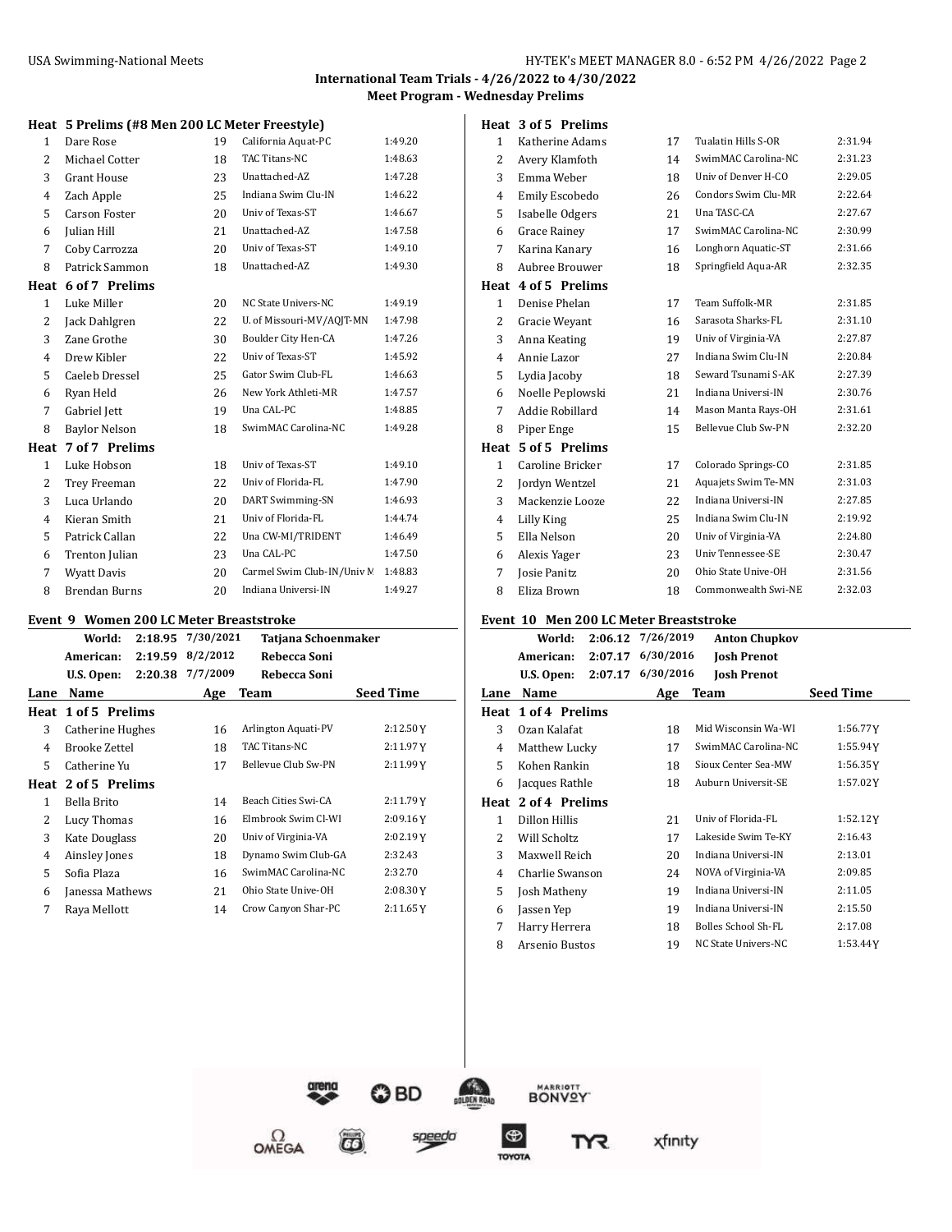**International Team Trials - 4/26/2022 to 4/30/2022**
**Meet Program - Wednesday Prelims**

### Heat 5 Prelims (#8 Men 200 LC Meter Freestyle)

| Lane | Name | Age | Team | Seed Time |
|---|---|---|---|---|
| 1 | Dare Rose | 19 | California Aquat-PC | 1:49.20 |
| 2 | Michael Cotter | 18 | TAC Titans-NC | 1:48.63 |
| 3 | Grant House | 23 | Unattached-AZ | 1:47.28 |
| 4 | Zach Apple | 25 | Indiana Swim Clu-IN | 1:46.22 |
| 5 | Carson Foster | 20 | Univ of Texas-ST | 1:46.67 |
| 6 | Julian Hill | 21 | Unattached-AZ | 1:47.58 |
| 7 | Coby Carrozza | 20 | Univ of Texas-ST | 1:49.10 |
| 8 | Patrick Sammon | 18 | Unattached-AZ | 1:49.30 |

### Heat 6 of 7 Prelims

| Lane | Name | Age | Team | Seed Time |
|---|---|---|---|---|
| 1 | Luke Miller | 20 | NC State Univers-NC | 1:49.19 |
| 2 | Jack Dahlgren | 22 | U. of Missouri-MV/AQJT-MN | 1:47.98 |
| 3 | Zane Grothe | 30 | Boulder City Hen-CA | 1:47.26 |
| 4 | Drew Kibler | 22 | Univ of Texas-ST | 1:45.92 |
| 5 | Caeleb Dressel | 25 | Gator Swim Club-FL | 1:46.63 |
| 6 | Ryan Held | 26 | New York Athleti-MR | 1:47.57 |
| 7 | Gabriel Jett | 19 | Una CAL-PC | 1:48.85 |
| 8 | Baylor Nelson | 18 | SwimMAC Carolina-NC | 1:49.28 |

### Heat 7 of 7 Prelims

| Lane | Name | Age | Team | Seed Time |
|---|---|---|---|---|
| 1 | Luke Hobson | 18 | Univ of Texas-ST | 1:49.10 |
| 2 | Trey Freeman | 22 | Univ of Florida-FL | 1:47.90 |
| 3 | Luca Urlando | 20 | DART Swimming-SN | 1:46.93 |
| 4 | Kieran Smith | 21 | Univ of Florida-FL | 1:44.74 |
| 5 | Patrick Callan | 22 | Una CW-MI/TRIDENT | 1:46.49 |
| 6 | Trenton Julian | 23 | Una CAL-PC | 1:47.50 |
| 7 | Wyatt Davis | 20 | Carmel Swim Club-IN/Univ M | 1:48.83 |
| 8 | Brendan Burns | 20 | Indiana Universi-IN | 1:49.27 |

## Event 9 Women 200 LC Meter Breaststroke

| | Time | Date | Name |
|---|---|---|---|
| World: | 2:18.95 | 7/30/2021 | Tatjana Schoenmaker |
| American: | 2:19.59 | 8/2/2012 | Rebecca Soni |
| U.S. Open: | 2:20.38 | 7/7/2009 | Rebecca Soni |

### Heat 1 of 5 Prelims

| Lane | Name | Age | Team | Seed Time |
|---|---|---|---|---|
| 3 | Catherine Hughes | 16 | Arlington Aquati-PV | 2:12.50Y |
| 4 | Brooke Zettel | 18 | TAC Titans-NC | 2:11.97Y |
| 5 | Catherine Yu | 17 | Bellevue Club Sw-PN | 2:11.99Y |

### Heat 2 of 5 Prelims

| Lane | Name | Age | Team | Seed Time |
|---|---|---|---|---|
| 1 | Bella Brito | 14 | Beach Cities Swi-CA | 2:11.79Y |
| 2 | Lucy Thomas | 16 | Elmbrook Swim Cl-WI | 2:09.16Y |
| 3 | Kate Douglass | 20 | Univ of Virginia-VA | 2:02.19Y |
| 4 | Ainsley Jones | 18 | Dynamo Swim Club-GA | 2:32.43 |
| 5 | Sofia Plaza | 16 | SwimMAC Carolina-NC | 2:32.70 |
| 6 | Janessa Mathews | 21 | Ohio State Unive-OH | 2:08.30Y |
| 7 | Raya Mellott | 14 | Crow Canyon Shar-PC | 2:11.65Y |

### Heat 3 of 5 Prelims

| Lane | Name | Age | Team | Seed Time |
|---|---|---|---|---|
| 1 | Katherine Adams | 17 | Tualatin Hills S-OR | 2:31.94 |
| 2 | Avery Klamfoth | 14 | SwimMAC Carolina-NC | 2:31.23 |
| 3 | Emma Weber | 18 | Univ of Denver H-CO | 2:29.05 |
| 4 | Emily Escobedo | 26 | Condors Swim Clu-MR | 2:22.64 |
| 5 | Isabelle Odgers | 21 | Una TASC-CA | 2:27.67 |
| 6 | Grace Rainey | 17 | SwimMAC Carolina-NC | 2:30.99 |
| 7 | Karina Kanary | 16 | Longhorn Aquatic-ST | 2:31.66 |
| 8 | Aubree Brouwer | 18 | Springfield Aqua-AR | 2:32.35 |

### Heat 4 of 5 Prelims

| Lane | Name | Age | Team | Seed Time |
|---|---|---|---|---|
| 1 | Denise Phelan | 17 | Team Suffolk-MR | 2:31.85 |
| 2 | Gracie Weyant | 16 | Sarasota Sharks-FL | 2:31.10 |
| 3 | Anna Keating | 19 | Univ of Virginia-VA | 2:27.87 |
| 4 | Annie Lazor | 27 | Indiana Swim Clu-IN | 2:20.84 |
| 5 | Lydia Jacoby | 18 | Seward Tsunami S-AK | 2:27.39 |
| 6 | Noelle Peplowski | 21 | Indiana Universi-IN | 2:30.76 |
| 7 | Addie Robillard | 14 | Mason Manta Rays-OH | 2:31.61 |
| 8 | Piper Enge | 15 | Bellevue Club Sw-PN | 2:32.20 |

### Heat 5 of 5 Prelims

| Lane | Name | Age | Team | Seed Time |
|---|---|---|---|---|
| 1 | Caroline Bricker | 17 | Colorado Springs-CO | 2:31.85 |
| 2 | Jordyn Wentzel | 21 | Aquajets Swim Te-MN | 2:31.03 |
| 3 | Mackenzie Looze | 22 | Indiana Universi-IN | 2:27.85 |
| 4 | Lilly King | 25 | Indiana Swim Clu-IN | 2:19.92 |
| 5 | Ella Nelson | 20 | Univ of Virginia-VA | 2:24.80 |
| 6 | Alexis Yager | 23 | Univ Tennessee-SE | 2:30.47 |
| 7 | Josie Panitz | 20 | Ohio State Unive-OH | 2:31.56 |
| 8 | Eliza Brown | 18 | Commonwealth Swi-NE | 2:32.03 |

## Event 10 Men 200 LC Meter Breaststroke

| | Time | Date | Name |
|---|---|---|---|
| World: | 2:06.12 | 7/26/2019 | Anton Chupkov |
| American: | 2:07.17 | 6/30/2016 | Josh Prenot |
| U.S. Open: | 2:07.17 | 6/30/2016 | Josh Prenot |

### Heat 1 of 4 Prelims

| Lane | Name | Age | Team | Seed Time |
|---|---|---|---|---|
| 3 | Ozan Kalafat | 18 | Mid Wisconsin Wa-WI | 1:56.77Y |
| 4 | Matthew Lucky | 17 | SwimMAC Carolina-NC | 1:55.94Y |
| 5 | Kohen Rankin | 18 | Sioux Center Sea-MW | 1:56.35Y |
| 6 | Jacques Rathle | 18 | Auburn Universit-SE | 1:57.02Y |

### Heat 2 of 4 Prelims

| Lane | Name | Age | Team | Seed Time |
|---|---|---|---|---|
| 1 | Dillon Hillis | 21 | Univ of Florida-FL | 1:52.12Y |
| 2 | Will Scholtz | 17 | Lakeside Swim Te-KY | 2:16.43 |
| 3 | Maxwell Reich | 20 | Indiana Universi-IN | 2:13.01 |
| 4 | Charlie Swanson | 24 | NOVA of Virginia-VA | 2:09.85 |
| 5 | Josh Matheny | 19 | Indiana Universi-IN | 2:11.05 |
| 6 | Jassen Yep | 19 | Indiana Universi-IN | 2:15.50 |
| 7 | Harry Herrera | 18 | Bolles School Sh-FL | 2:17.08 |
| 8 | Arsenio Bustos | 19 | NC State Univers-NC | 1:53.44Y |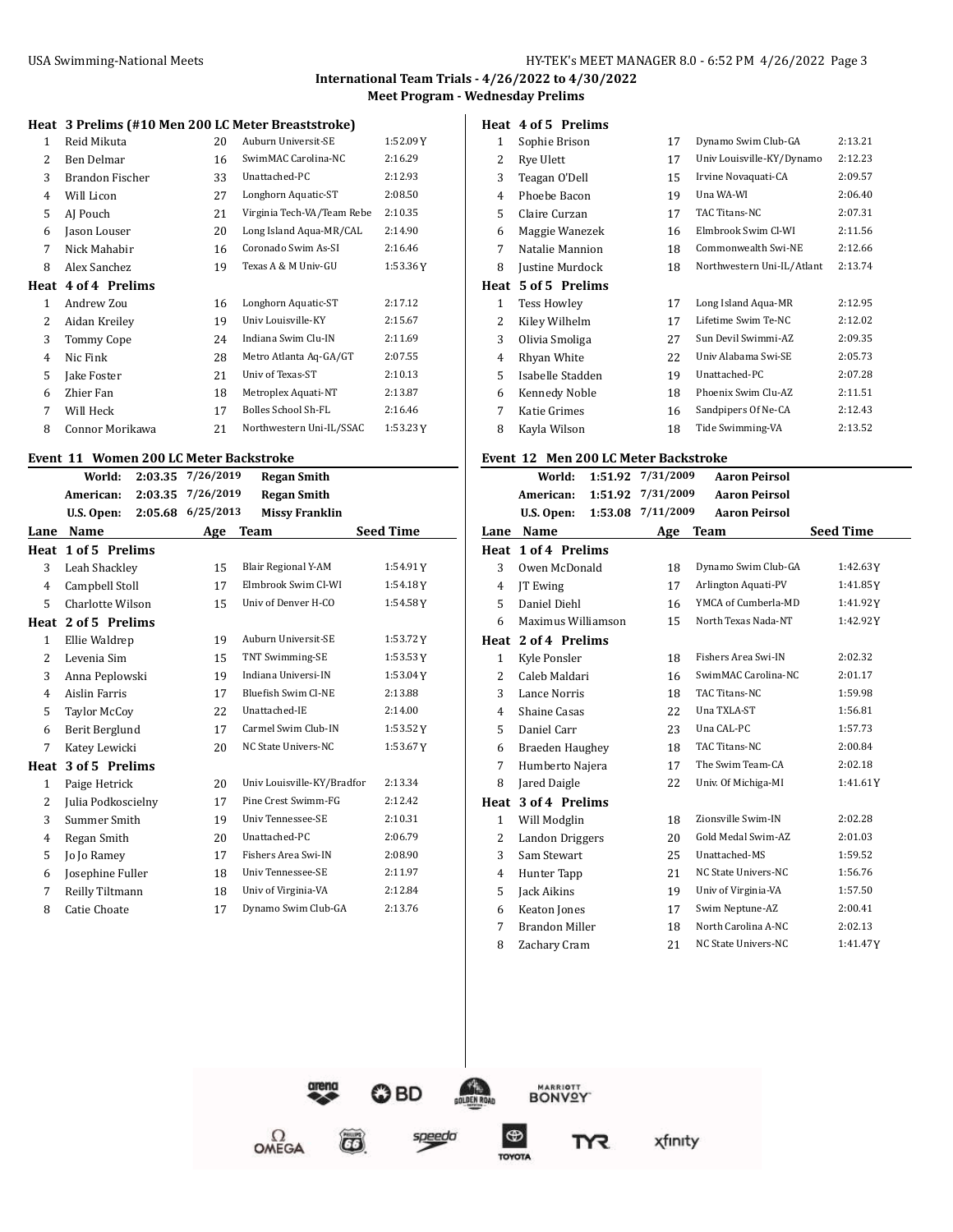**International Team Trials - 4/26/2022 to 4/30/2022**
**Meet Program - Wednesday Prelims**

**Heat 3 Prelims (#10 Men 200 LC Meter Breaststroke)**

| Lane | Name | Age | Team | Seed Time |
|---|---|---|---|---|
| 1 | Reid Mikuta | 20 | Auburn Universit-SE | 1:52.09Y |
| 2 | Ben Delmar | 16 | SwimMAC Carolina-NC | 2:16.29 |
| 3 | Brandon Fischer | 33 | Unattached-PC | 2:12.93 |
| 4 | Will Licon | 27 | Longhorn Aquatic-ST | 2:08.50 |
| 5 | AJ Pouch | 21 | Virginia Tech-VA/Team Rebe | 2:10.35 |
| 6 | Jason Louser | 20 | Long Island Aqua-MR/CAL | 2:14.90 |
| 7 | Nick Mahabir | 16 | Coronado Swim As-SI | 2:16.46 |
| 8 | Alex Sanchez | 19 | Texas A & M Univ-GU | 1:53.36Y |
| **Heat 4 of 4 Prelims** | | | | |
| 1 | Andrew Zou | 16 | Longhorn Aquatic-ST | 2:17.12 |
| 2 | Aidan Kreiley | 19 | Univ Louisville-KY | 2:15.67 |
| 3 | Tommy Cope | 24 | Indiana Swim Clu-IN | 2:11.69 |
| 4 | Nic Fink | 28 | Metro Atlanta Aq-GA/GT | 2:07.55 |
| 5 | Jake Foster | 21 | Univ of Texas-ST | 2:10.13 |
| 6 | Zhier Fan | 18 | Metroplex Aquati-NT | 2:13.87 |
| 7 | Will Heck | 17 | Bolles School Sh-FL | 2:16.46 |
| 8 | Connor Morikawa | 21 | Northwestern Uni-IL/SSAC | 1:53.23Y |

## Event 11 Women 200 LC Meter Backstroke

| | | | |
|---|---|---|---|
| World: | 2:03.35 | 7/26/2019 | Regan Smith |
| American: | 2:03.35 | 7/26/2019 | Regan Smith |
| U.S. Open: | 2:05.68 | 6/25/2013 | Missy Franklin |

| Lane | Name | Age | Team | Seed Time |
|---|---|---|---|---|
| **Heat 1 of 5 Prelims** | | | | |
| 3 | Leah Shackley | 15 | Blair Regional Y-AM | 1:54.91Y |
| 4 | Campbell Stoll | 17 | Elmbrook Swim Cl-WI | 1:54.18Y |
| 5 | Charlotte Wilson | 15 | Univ of Denver H-CO | 1:54.58Y |
| **Heat 2 of 5 Prelims** | | | | |
| 1 | Ellie Waldrep | 19 | Auburn Universit-SE | 1:53.72Y |
| 2 | Levenia Sim | 15 | TNT Swimming-SE | 1:53.53Y |
| 3 | Anna Peplowski | 19 | Indiana Universi-IN | 1:53.04Y |
| 4 | Aislin Farris | 17 | Bluefish Swim Cl-NE | 2:13.88 |
| 5 | Taylor McCoy | 22 | Unattached-IE | 2:14.00 |
| 6 | Berit Berglund | 17 | Carmel Swim Club-IN | 1:53.52Y |
| 7 | Katey Lewicki | 20 | NC State Univers-NC | 1:53.67Y |
| **Heat 3 of 5 Prelims** | | | | |
| 1 | Paige Hetrick | 20 | Univ Louisville-KY/Bradfor | 2:13.34 |
| 2 | Julia Podkoscielny | 17 | Pine Crest Swimm-FG | 2:12.42 |
| 3 | Summer Smith | 19 | Univ Tennessee-SE | 2:10.31 |
| 4 | Regan Smith | 20 | Unattached-PC | 2:06.79 |
| 5 | Jo Jo Ramey | 17 | Fishers Area Swi-IN | 2:08.90 |
| 6 | Josephine Fuller | 18 | Univ Tennessee-SE | 2:11.97 |
| 7 | Reilly Tiltmann | 18 | Univ of Virginia-VA | 2:12.84 |
| 8 | Catie Choate | 17 | Dynamo Swim Club-GA | 2:13.76 |
| **Heat 4 of 5 Prelims** | | | | |
| 1 | Sophie Brison | 17 | Dynamo Swim Club-GA | 2:13.21 |
| 2 | Rye Ulett | 17 | Univ Louisville-KY/Dynamo | 2:12.23 |
| 3 | Teagan O'Dell | 15 | Irvine Novaquati-CA | 2:09.57 |
| 4 | Phoebe Bacon | 19 | Una WA-WI | 2:06.40 |
| 5 | Claire Curzan | 17 | TAC Titans-NC | 2:07.31 |
| 6 | Maggie Wanezek | 16 | Elmbrook Swim Cl-WI | 2:11.56 |
| 7 | Natalie Mannion | 18 | Commonwealth Swi-NE | 2:12.66 |
| 8 | Justine Murdock | 18 | Northwestern Uni-IL/Atlant | 2:13.74 |
| **Heat 5 of 5 Prelims** | | | | |
| 1 | Tess Howley | 17 | Long Island Aqua-MR | 2:12.95 |
| 2 | Kiley Wilhelm | 17 | Lifetime Swim Te-NC | 2:12.02 |
| 3 | Olivia Smoliga | 27 | Sun Devil Swimmi-AZ | 2:09.35 |
| 4 | Rhyan White | 22 | Univ Alabama Swi-SE | 2:05.73 |
| 5 | Isabelle Stadden | 19 | Unattached-PC | 2:07.28 |
| 6 | Kennedy Noble | 18 | Phoenix Swim Clu-AZ | 2:11.51 |
| 7 | Katie Grimes | 16 | Sandpipers Of Ne-CA | 2:12.43 |
| 8 | Kayla Wilson | 18 | Tide Swimming-VA | 2:13.52 |

## Event 12 Men 200 LC Meter Backstroke

| | | | |
|---|---|---|---|
| World: | 1:51.92 | 7/31/2009 | Aaron Peirsol |
| American: | 1:51.92 | 7/31/2009 | Aaron Peirsol |
| U.S. Open: | 1:53.08 | 7/11/2009 | Aaron Peirsol |

| Lane | Name | Age | Team | Seed Time |
|---|---|---|---|---|
| **Heat 1 of 4 Prelims** | | | | |
| 3 | Owen McDonald | 18 | Dynamo Swim Club-GA | 1:42.63Y |
| 4 | JT Ewing | 17 | Arlington Aquati-PV | 1:41.85Y |
| 5 | Daniel Diehl | 16 | YMCA of Cumberla-MD | 1:41.92Y |
| 6 | Maximus Williamson | 15 | North Texas Nada-NT | 1:42.92Y |
| **Heat 2 of 4 Prelims** | | | | |
| 1 | Kyle Ponsler | 18 | Fishers Area Swi-IN | 2:02.32 |
| 2 | Caleb Maldari | 16 | SwimMAC Carolina-NC | 2:01.17 |
| 3 | Lance Norris | 18 | TAC Titans-NC | 1:59.98 |
| 4 | Shaine Casas | 22 | Una TXLA-ST | 1:56.81 |
| 5 | Daniel Carr | 23 | Una CAL-PC | 1:57.73 |
| 6 | Braeden Haughey | 18 | TAC Titans-NC | 2:00.84 |
| 7 | Humberto Najera | 17 | The Swim Team-CA | 2:02.18 |
| 8 | Jared Daigle | 22 | Univ. Of Michiga-MI | 1:41.61Y |
| **Heat 3 of 4 Prelims** | | | | |
| 1 | Will Modglin | 18 | Zionsville Swim-IN | 2:02.28 |
| 2 | Landon Driggers | 20 | Gold Medal Swim-AZ | 2:01.03 |
| 3 | Sam Stewart | 25 | Unattached-MS | 1:59.52 |
| 4 | Hunter Tapp | 21 | NC State Univers-NC | 1:56.76 |
| 5 | Jack Aikins | 19 | Univ of Virginia-VA | 1:57.50 |
| 6 | Keaton Jones | 17 | Swim Neptune-AZ | 2:00.41 |
| 7 | Brandon Miller | 18 | North Carolina A-NC | 2:02.13 |
| 8 | Zachary Cram | 21 | NC State Univers-NC | 1:41.47Y |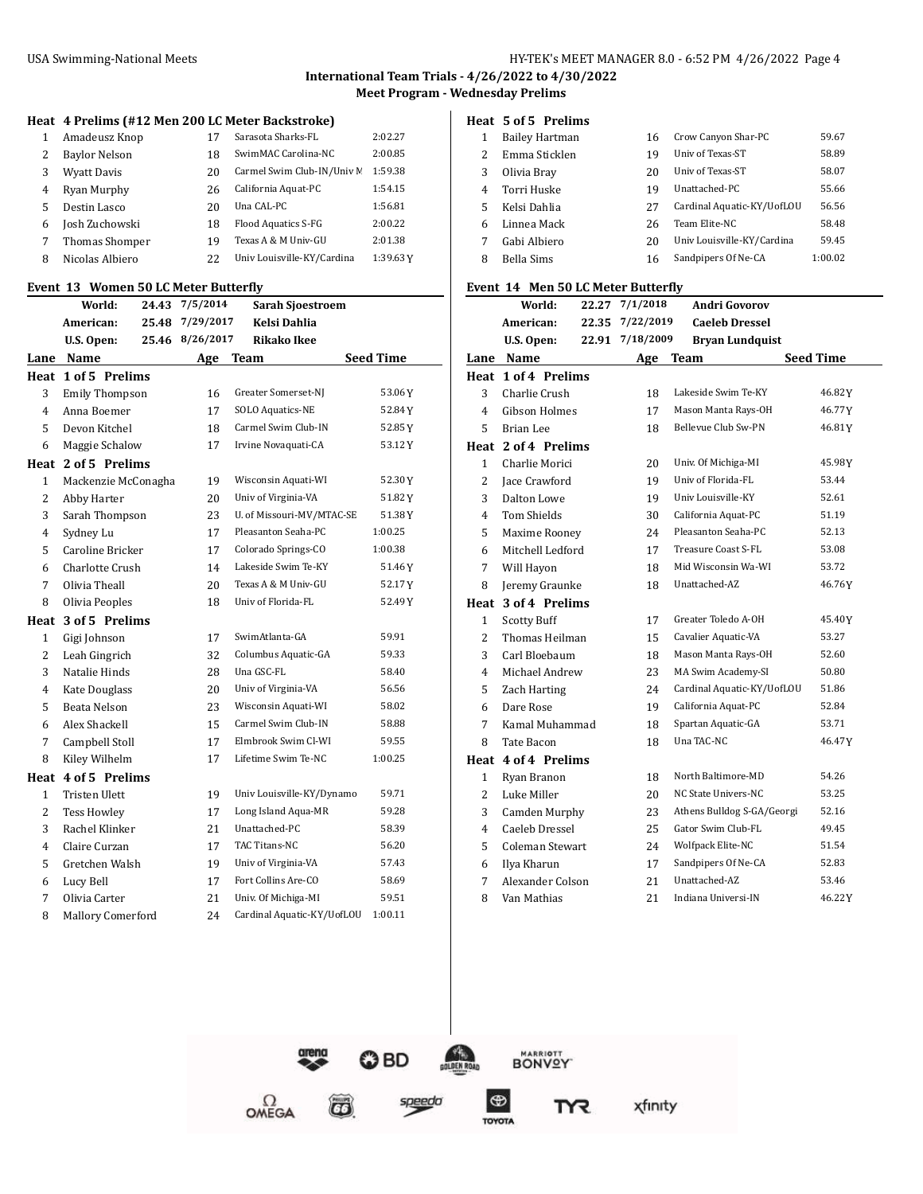International Team Trials - 4/26/2022 to 4/30/2022

Meet Program - Wednesday Prelims

### Heat 4 Prelims (#12 Men 200 LC Meter Backstroke)

| Lane | Name | Age | Team | Seed Time |
|---|---|---|---|---|
| 1 | Amadeusz Knop | 17 | Sarasota Sharks-FL | 2:02.27 |
| 2 | Baylor Nelson | 18 | SwimMAC Carolina-NC | 2:00.85 |
| 3 | Wyatt Davis | 20 | Carmel Swim Club-IN/Univ M | 1:59.38 |
| 4 | Ryan Murphy | 26 | California Aquat-PC | 1:54.15 |
| 5 | Destin Lasco | 20 | Una CAL-PC | 1:56.81 |
| 6 | Josh Zuchowski | 18 | Flood Aquatics S-FG | 2:00.22 |
| 7 | Thomas Shomper | 19 | Texas A & M Univ-GU | 2:01.38 |
| 8 | Nicolas Albiero | 22 | Univ Louisville-KY/Cardina | 1:39.63Y |

### Event 13 Women 50 LC Meter Butterfly

| Record | Time | Date | Name |
|---|---|---|---|
| World: | 24.43 | 7/5/2014 | Sarah Sjoestroem |
| American: | 25.48 | 7/29/2017 | Kelsi Dahlia |
| U.S. Open: | 25.46 | 8/26/2017 | Rikako Ikee |

| Lane | Name | Age | Team | Seed Time |
|---|---|---|---|---|
| **Heat 1 of 5 Prelims** | | | | |
| 3 | Emily Thompson | 16 | Greater Somerset-NJ | 53.06Y |
| 4 | Anna Boemer | 17 | SOLO Aquatics-NE | 52.84Y |
| 5 | Devon Kitchel | 18 | Carmel Swim Club-IN | 52.85Y |
| 6 | Maggie Schalow | 17 | Irvine Novaquati-CA | 53.12Y |
| **Heat 2 of 5 Prelims** | | | | |
| 1 | Mackenzie McConagha | 19 | Wisconsin Aquati-WI | 52.30Y |
| 2 | Abby Harter | 20 | Univ of Virginia-VA | 51.82Y |
| 3 | Sarah Thompson | 23 | U. of Missouri-MV/MTAC-SE | 51.38Y |
| 4 | Sydney Lu | 17 | Pleasanton Seaha-PC | 1:00.25 |
| 5 | Caroline Bricker | 17 | Colorado Springs-CO | 1:00.38 |
| 6 | Charlotte Crush | 14 | Lakeside Swim Te-KY | 51.46Y |
| 7 | Olivia Theall | 20 | Texas A & M Univ-GU | 52.17Y |
| 8 | Olivia Peoples | 18 | Univ of Florida-FL | 52.49Y |
| **Heat 3 of 5 Prelims** | | | | |
| 1 | Gigi Johnson | 17 | SwimAtlanta-GA | 59.91 |
| 2 | Leah Gingrich | 32 | Columbus Aquatic-GA | 59.33 |
| 3 | Natalie Hinds | 28 | Una GSC-FL | 58.40 |
| 4 | Kate Douglass | 20 | Univ of Virginia-VA | 56.56 |
| 5 | Beata Nelson | 23 | Wisconsin Aquati-WI | 58.02 |
| 6 | Alex Shackell | 15 | Carmel Swim Club-IN | 58.88 |
| 7 | Campbell Stoll | 17 | Elmbrook Swim Cl-WI | 59.55 |
| 8 | Kiley Wilhelm | 17 | Lifetime Swim Te-NC | 1:00.25 |
| **Heat 4 of 5 Prelims** | | | | |
| 1 | Tristen Ulett | 19 | Univ Louisville-KY/Dynamo | 59.71 |
| 2 | Tess Howley | 17 | Long Island Aqua-MR | 59.28 |
| 3 | Rachel Klinker | 21 | Unattached-PC | 58.39 |
| 4 | Claire Curzan | 17 | TAC Titans-NC | 56.20 |
| 5 | Gretchen Walsh | 19 | Univ of Virginia-VA | 57.43 |
| 6 | Lucy Bell | 17 | Fort Collins Are-CO | 58.69 |
| 7 | Olivia Carter | 21 | Univ. Of Michiga-MI | 59.51 |
| 8 | Mallory Comerford | 24 | Cardinal Aquatic-KY/UofLOU | 1:00.11 |
| **Heat 5 of 5 Prelims** | | | | |
| 1 | Bailey Hartman | 16 | Crow Canyon Shar-PC | 59.67 |
| 2 | Emma Sticklen | 19 | Univ of Texas-ST | 58.89 |
| 3 | Olivia Bray | 20 | Univ of Texas-ST | 58.07 |
| 4 | Torri Huske | 19 | Unattached-PC | 55.66 |
| 5 | Kelsi Dahlia | 27 | Cardinal Aquatic-KY/UofLOU | 56.56 |
| 6 | Linnea Mack | 26 | Team Elite-NC | 58.48 |
| 7 | Gabi Albiero | 20 | Univ Louisville-KY/Cardina | 59.45 |
| 8 | Bella Sims | 16 | Sandpipers Of Ne-CA | 1:00.02 |

### Event 14 Men 50 LC Meter Butterfly

| Record | Time | Date | Name |
|---|---|---|---|
| World: | 22.27 | 7/1/2018 | Andri Govorov |
| American: | 22.35 | 7/22/2019 | Caeleb Dressel |
| U.S. Open: | 22.91 | 7/18/2009 | Bryan Lundquist |

| Lane | Name | Age | Team | Seed Time |
|---|---|---|---|---|
| **Heat 1 of 4 Prelims** | | | | |
| 3 | Charlie Crush | 18 | Lakeside Swim Te-KY | 46.82Y |
| 4 | Gibson Holmes | 17 | Mason Manta Rays-OH | 46.77Y |
| 5 | Brian Lee | 18 | Bellevue Club Sw-PN | 46.81Y |
| **Heat 2 of 4 Prelims** | | | | |
| 1 | Charlie Morici | 20 | Univ. Of Michiga-MI | 45.98Y |
| 2 | Jace Crawford | 19 | Univ of Florida-FL | 53.44 |
| 3 | Dalton Lowe | 19 | Univ Louisville-KY | 52.61 |
| 4 | Tom Shields | 30 | California Aquat-PC | 51.19 |
| 5 | Maxime Rooney | 24 | Pleasanton Seaha-PC | 52.13 |
| 6 | Mitchell Ledford | 17 | Treasure Coast S-FL | 53.08 |
| 7 | Will Hayon | 18 | Mid Wisconsin Wa-WI | 53.72 |
| 8 | Jeremy Graunke | 18 | Unattached-AZ | 46.76Y |
| **Heat 3 of 4 Prelims** | | | | |
| 1 | Scotty Buff | 17 | Greater Toledo A-OH | 45.40Y |
| 2 | Thomas Heilman | 15 | Cavalier Aquatic-VA | 53.27 |
| 3 | Carl Bloebaum | 18 | Mason Manta Rays-OH | 52.60 |
| 4 | Michael Andrew | 23 | MA Swim Academy-SI | 50.80 |
| 5 | Zach Harting | 24 | Cardinal Aquatic-KY/UofLOU | 51.86 |
| 6 | Dare Rose | 19 | California Aquat-PC | 52.84 |
| 7 | Kamal Muhammad | 18 | Spartan Aquatic-GA | 53.71 |
| 8 | Tate Bacon | 18 | Una TAC-NC | 46.47Y |
| **Heat 4 of 4 Prelims** | | | | |
| 1 | Ryan Branon | 18 | North Baltimore-MD | 54.26 |
| 2 | Luke Miller | 20 | NC State Univers-NC | 53.25 |
| 3 | Camden Murphy | 23 | Athens Bulldog S-GA/Georgi | 52.16 |
| 4 | Caeleb Dressel | 25 | Gator Swim Club-FL | 49.45 |
| 5 | Coleman Stewart | 24 | Wolfpack Elite-NC | 51.54 |
| 6 | Ilya Kharun | 17 | Sandpipers Of Ne-CA | 52.83 |
| 7 | Alexander Colson | 21 | Unattached-AZ | 53.46 |
| 8 | Van Mathias | 21 | Indiana Universi-IN | 46.22Y |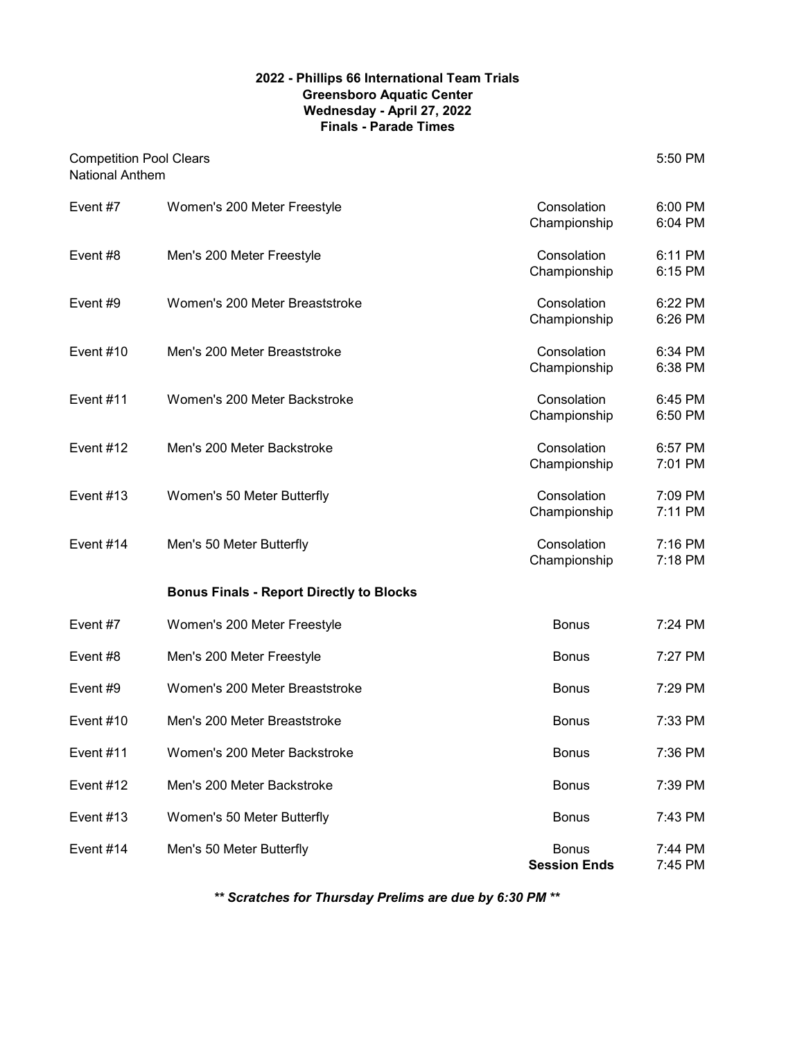**2022 - Phillips 66 International Team Trials**
**Greensboro Aquatic Center**
**Wednesday - April 27, 2022**
**Finals - Parade Times**

| | | | |
|---|---|---|---|
| Competition Pool Clears | | | 5:50 PM |
| National Anthem | | | |
| Event #7 | Women's 200 Meter Freestyle | Consolation | 6:00 PM |
| | | Championship | 6:04 PM |
| Event #8 | Men's 200 Meter Freestyle | Consolation | 6:11 PM |
| | | Championship | 6:15 PM |
| Event #9 | Women's 200 Meter Breaststroke | Consolation | 6:22 PM |
| | | Championship | 6:26 PM |
| Event #10 | Men's 200 Meter Breaststroke | Consolation | 6:34 PM |
| | | Championship | 6:38 PM |
| Event #11 | Women's 200 Meter Backstroke | Consolation | 6:45 PM |
| | | Championship | 6:50 PM |
| Event #12 | Men's 200 Meter Backstroke | Consolation | 6:57 PM |
| | | Championship | 7:01 PM |
| Event #13 | Women's 50 Meter Butterfly | Consolation | 7:09 PM |
| | | Championship | 7:11 PM |
| Event #14 | Men's 50 Meter Butterfly | Consolation | 7:16 PM |
| | | Championship | 7:18 PM |
| | **Bonus Finals - Report Directly to Blocks** | | |
| Event #7 | Women's 200 Meter Freestyle | Bonus | 7:24 PM |
| Event #8 | Men's 200 Meter Freestyle | Bonus | 7:27 PM |
| Event #9 | Women's 200 Meter Breaststroke | Bonus | 7:29 PM |
| Event #10 | Men's 200 Meter Breaststroke | Bonus | 7:33 PM |
| Event #11 | Women's 200 Meter Backstroke | Bonus | 7:36 PM |
| Event #12 | Men's 200 Meter Backstroke | Bonus | 7:39 PM |
| Event #13 | Women's 50 Meter Butterfly | Bonus | 7:43 PM |
| Event #14 | Men's 50 Meter Butterfly | Bonus | 7:44 PM |
| | | **Session Ends** | 7:45 PM |

***\*\* Scratches for Thursday Prelims are due by 6:30 PM \*\****